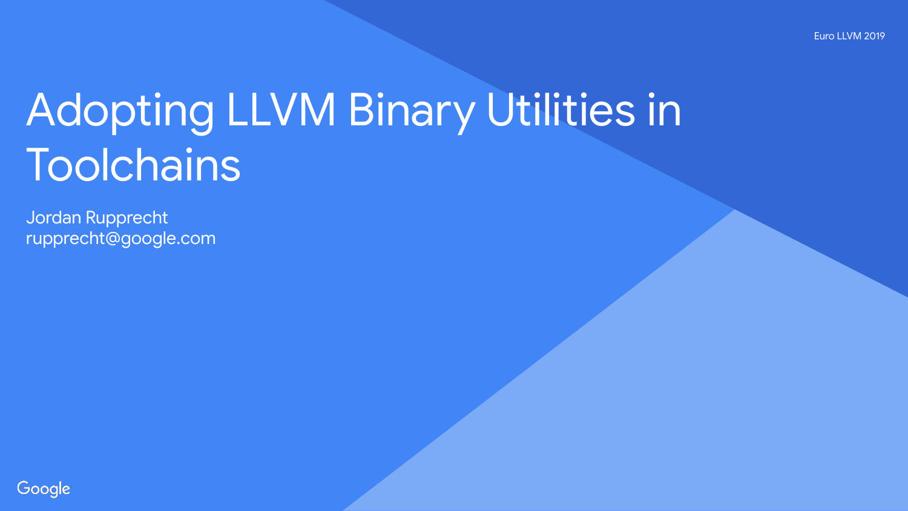Euro LLVM 2019

# Adopting LLVM Binary Utilities in Toolchains

Jordan Rupprecht
rupprecht@google.com

Google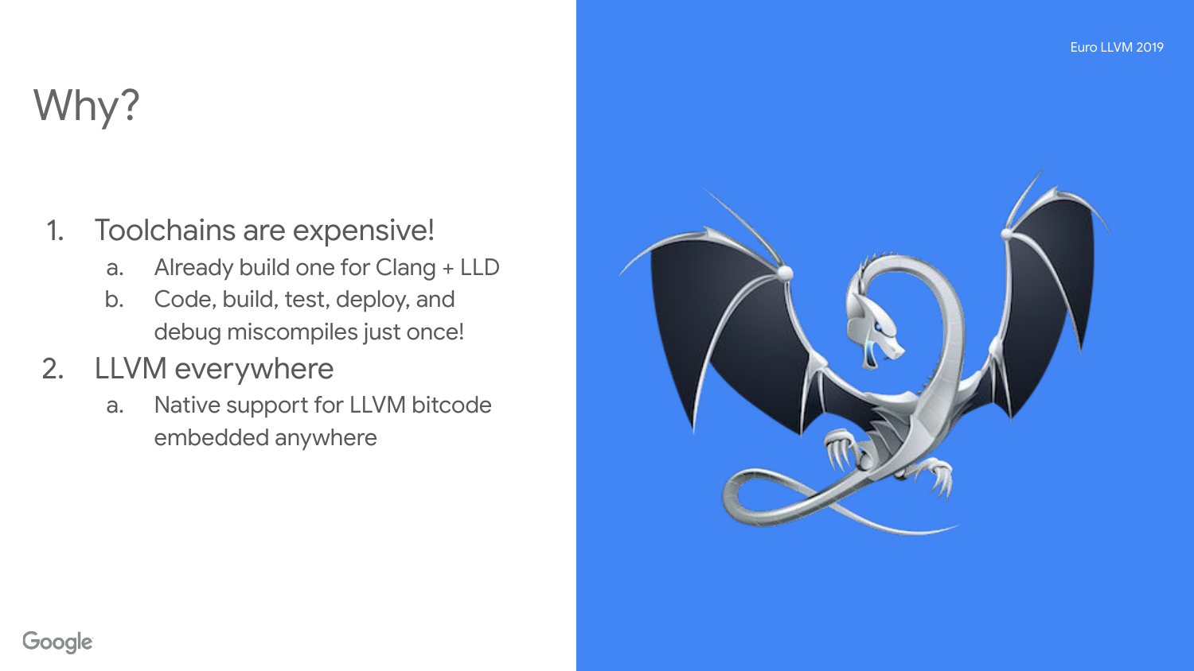# Why?

1. Toolchains are expensive!
   a. Already build one for Clang + LLD
   b. Code, build, test, deploy, and debug miscompiles just once!
2. LLVM everywhere
   a. Native support for LLVM bitcode embedded anywhere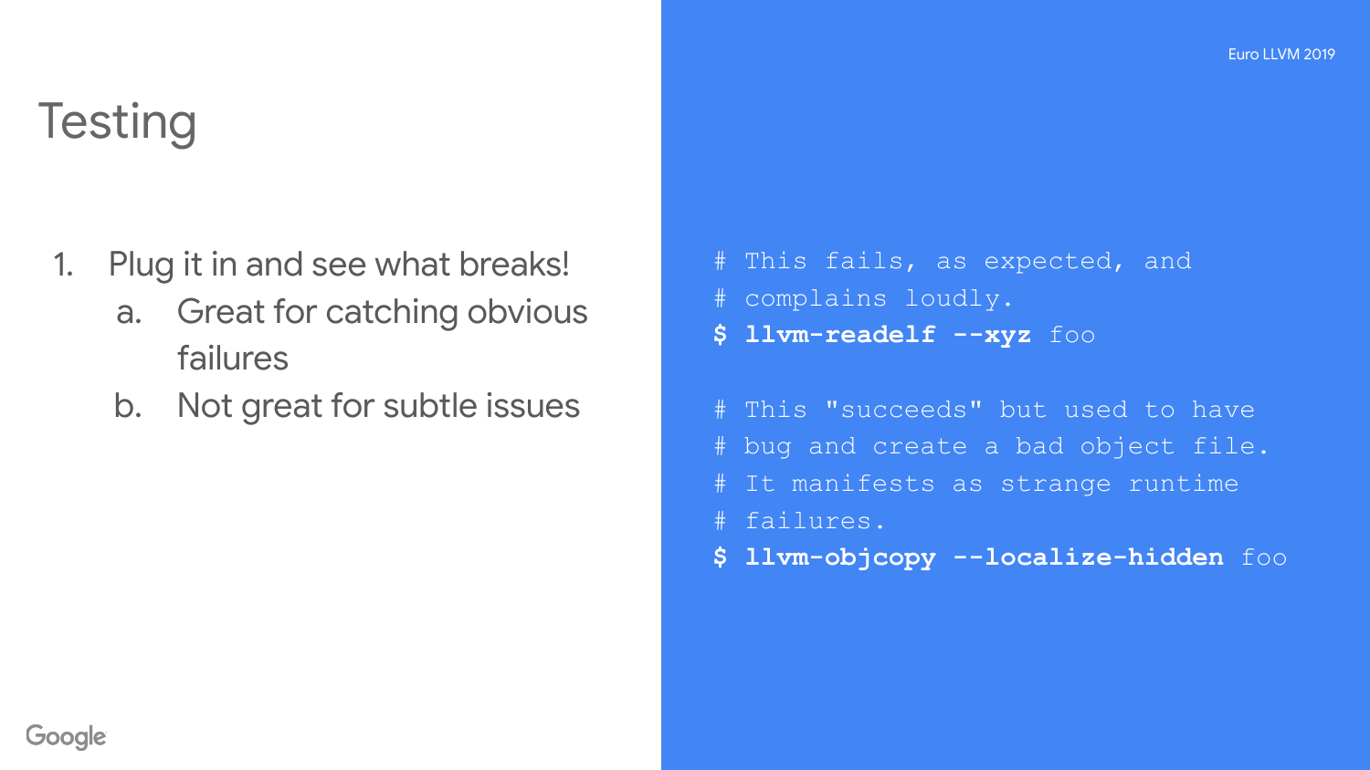# Testing

1. Plug it in and see what breaks!
   a. Great for catching obvious failures
   b. Not great for subtle issues

```
# This fails, as expected, and
# complains loudly.
$ llvm-readelf --xyz foo

# This "succeeds" but used to have
# bug and create a bad object file.
# It manifests as strange runtime
# failures.
$ llvm-objcopy --localize-hidden foo
```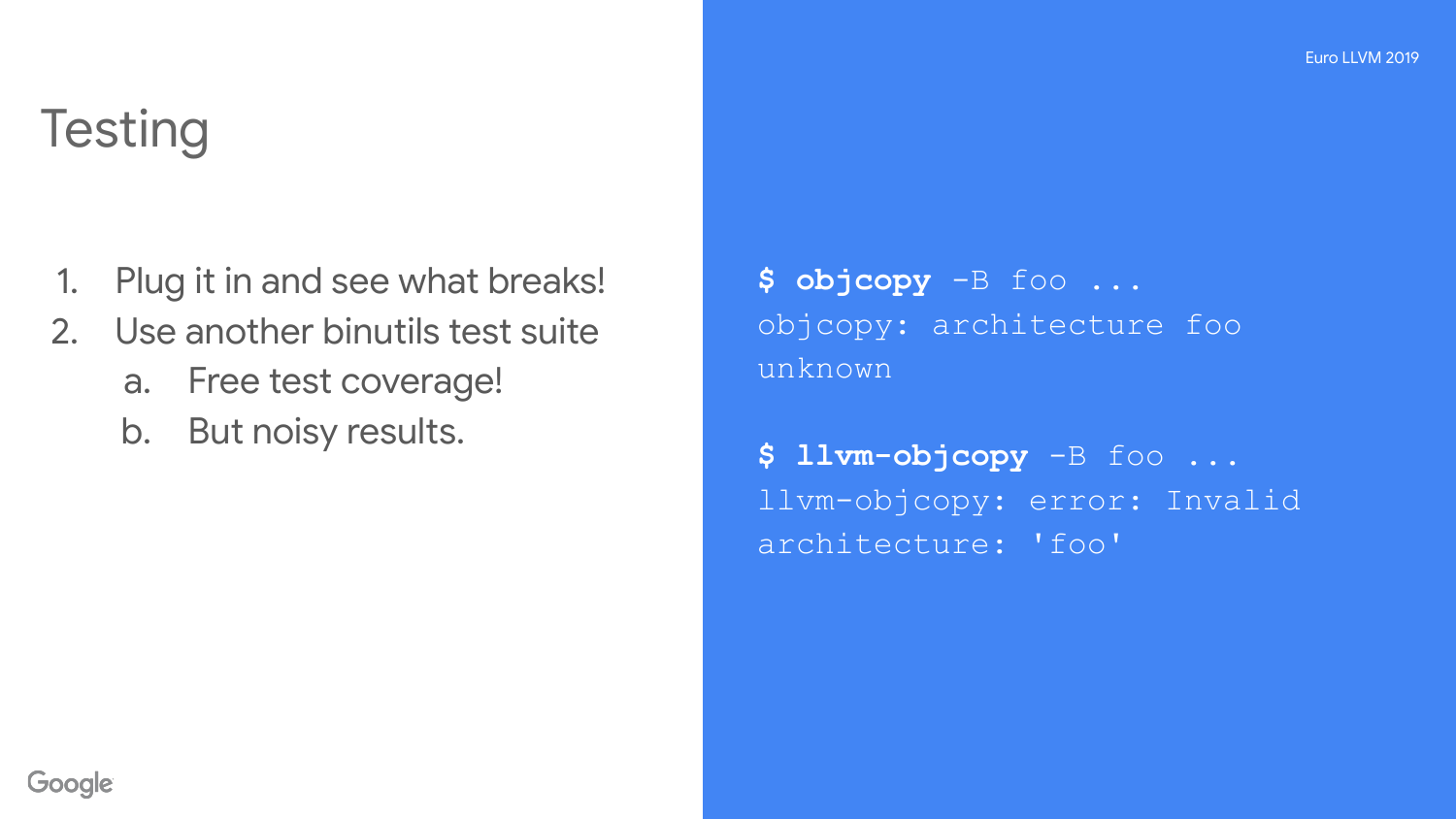# Testing

1. Plug it in and see what breaks!
2. Use another binutils test suite
   a. Free test coverage!
   b. But noisy results.

```
$ objcopy -B foo ...
objcopy: architecture foo
unknown

$ llvm-objcopy -B foo ...
llvm-objcopy: error: Invalid
architecture: 'foo'
```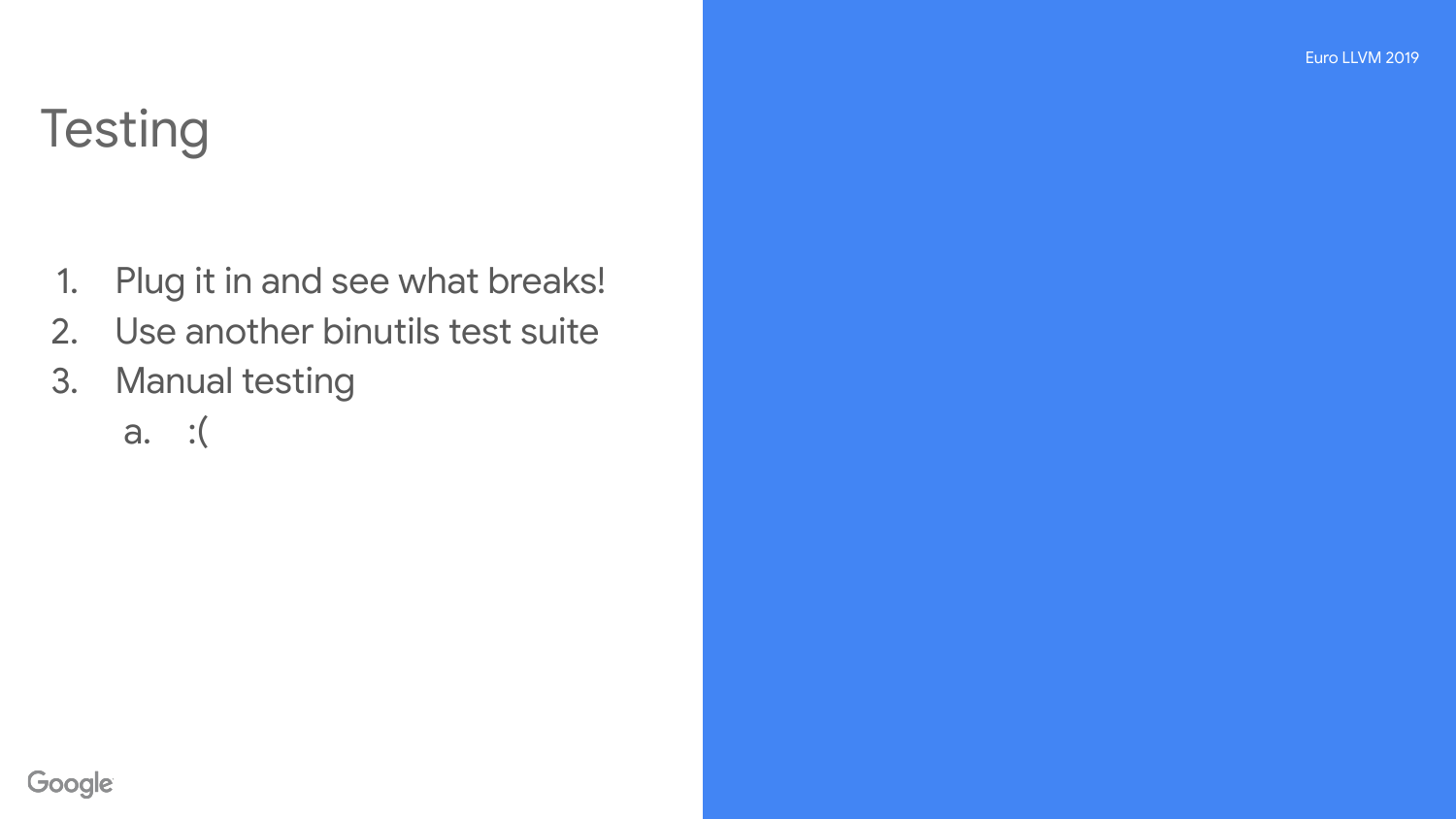# Testing

1. Plug it in and see what breaks!
2. Use another binutils test suite
3. Manual testing
    a. :(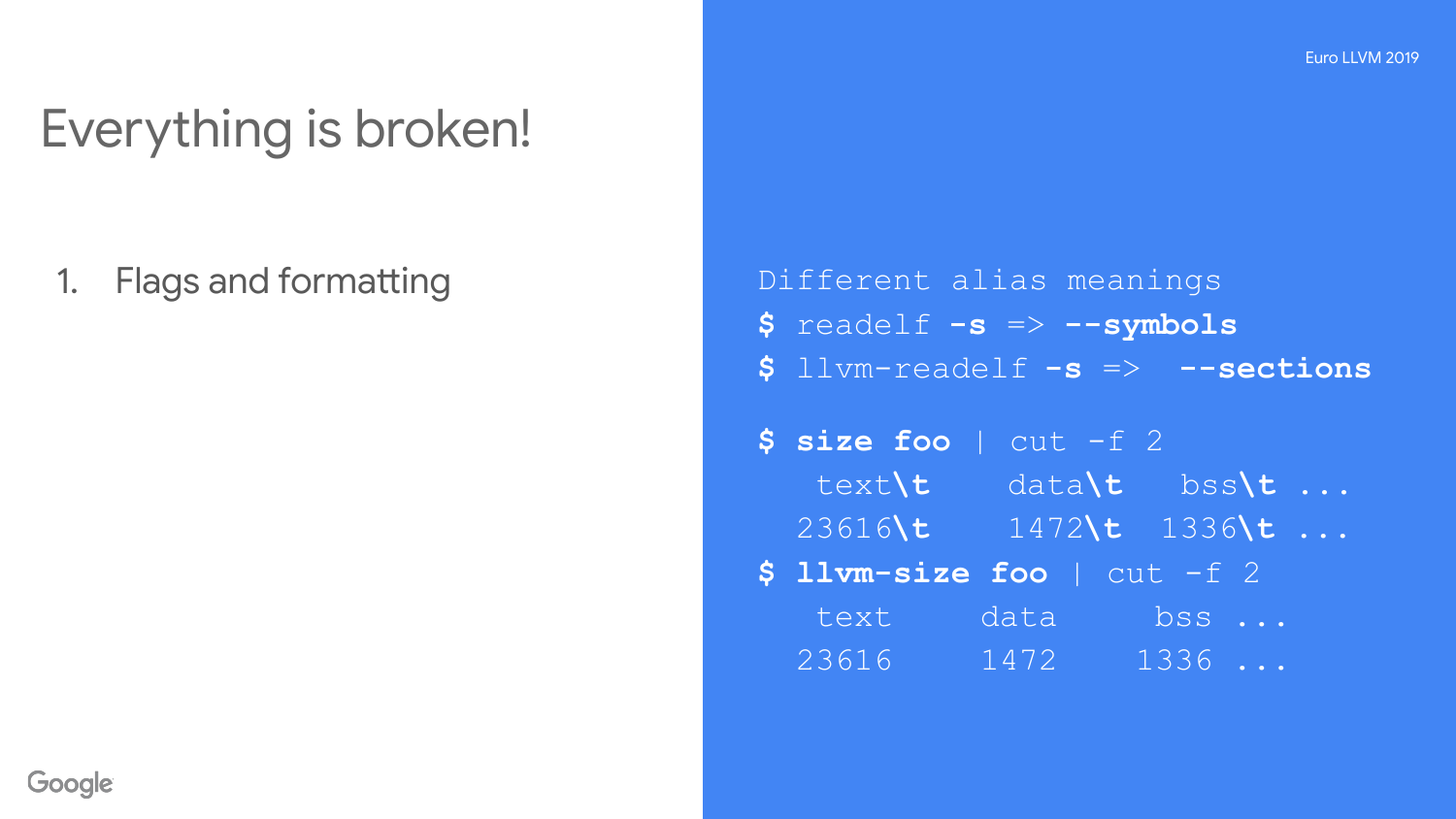# Everything is broken!

1. Flags and formatting

Different alias meanings

```
$ readelf -s => --symbols
$ llvm-readelf -s => --sections
```

```
$ size foo | cut -f 2
   text\t    data\t   bss\t ...
  23616\t    1472\t  1336\t ...
$ llvm-size foo | cut -f 2
   text      data      bss ...
  23616      1472     1336 ...
```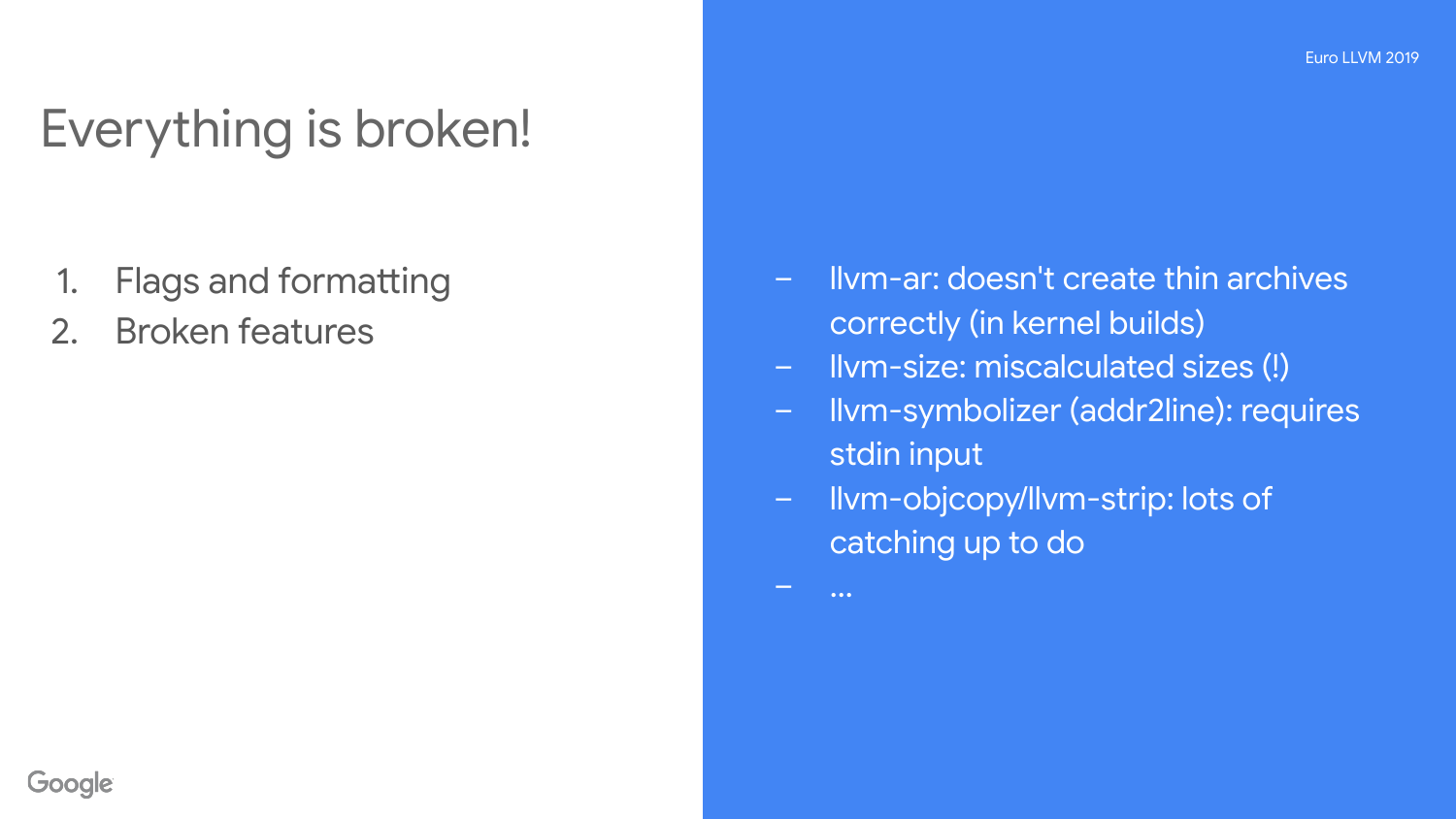# Everything is broken!

1. Flags and formatting
2. Broken features

- llvm-ar: doesn't create thin archives correctly (in kernel builds)
- llvm-size: miscalculated sizes (!)
- llvm-symbolizer (addr2line): requires stdin input
- llvm-objcopy/llvm-strip: lots of catching up to do
- ...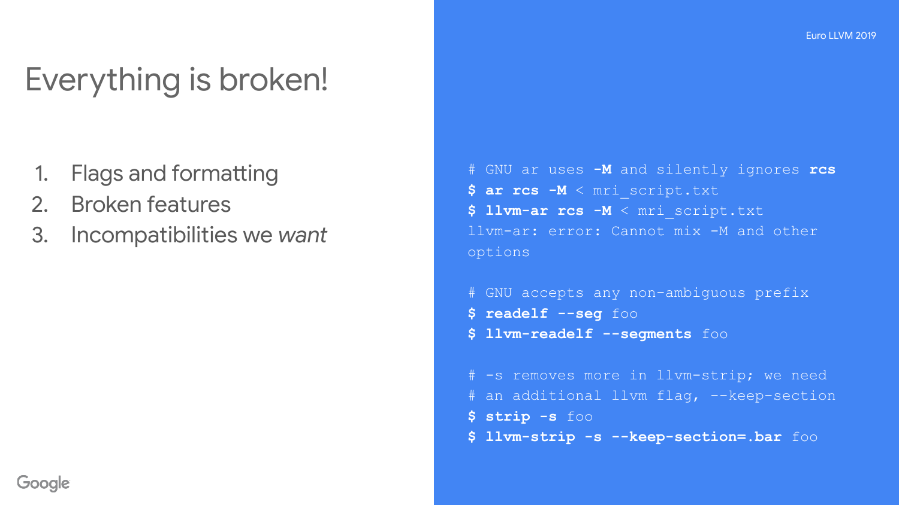# Everything is broken!

1. Flags and formatting
2. Broken features
3. Incompatibilities we *want*

```
# GNU ar uses -M and silently ignores rcs
$ ar rcs -M < mri_script.txt
$ llvm-ar rcs -M < mri_script.txt
llvm-ar: error: Cannot mix -M and other
options

# GNU accepts any non-ambiguous prefix
$ readelf --seg foo
$ llvm-readelf --segments foo

# -s removes more in llvm-strip; we need
# an additional llvm flag, --keep-section
$ strip -s foo
$ llvm-strip -s --keep-section=.bar foo
```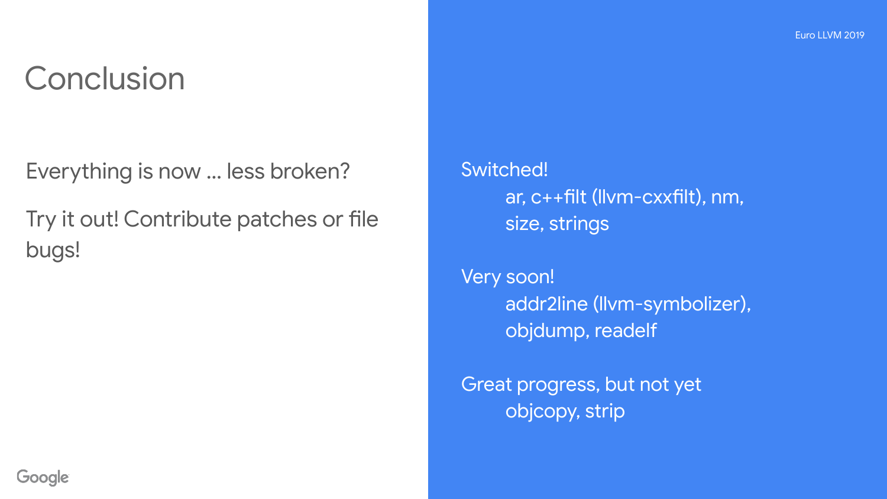# Conclusion

Everything is now … less broken?

Try it out! Contribute patches or file bugs!

Switched!

- ar, c++filt (llvm-cxxfilt), nm, size, strings

Very soon!

- addr2line (llvm-symbolizer), objdump, readelf

Great progress, but not yet

- objcopy, strip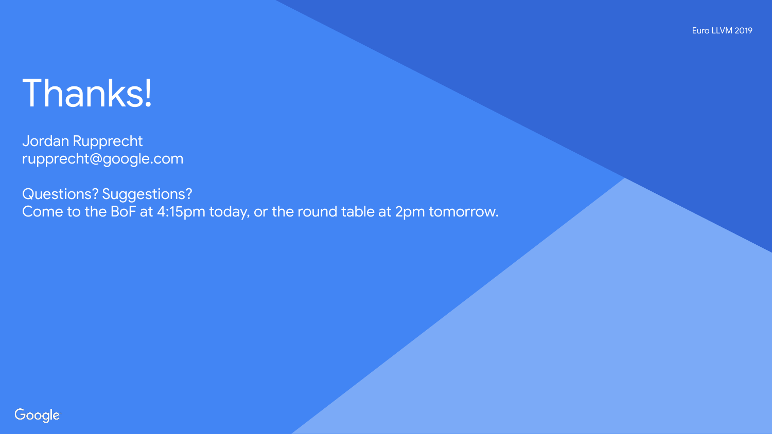# Thanks!

Jordan Rupprecht
rupprecht@google.com

Questions? Suggestions?
Come to the BoF at 4:15pm today, or the round table at 2pm tomorrow.